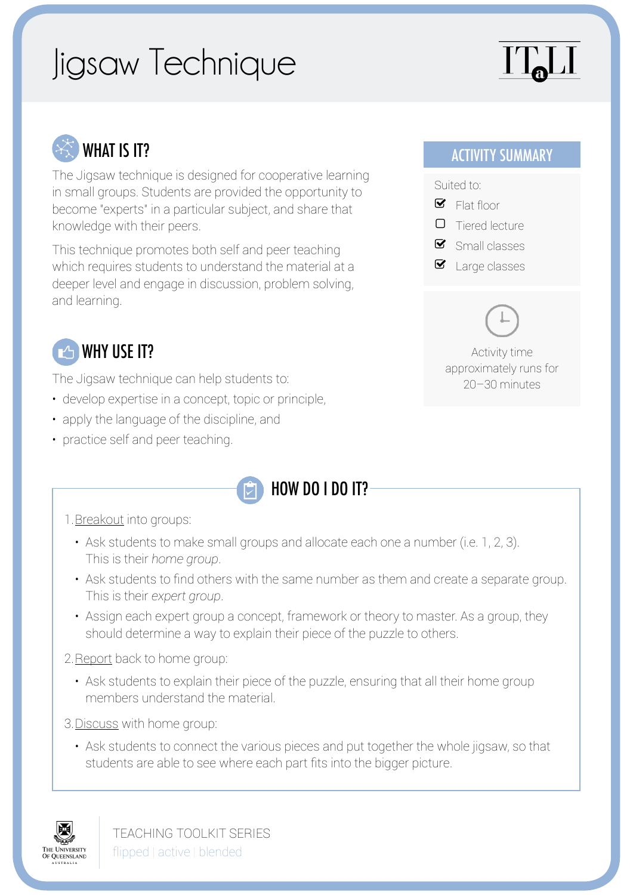# Jigsaw Technique

ITaLI

## WHAT IS IT?

The Jigsaw technique is designed for cooperative learning in small groups. Students are provided the opportunity to become "experts" in a particular subject, and share that knowledge with their peers.

This technique promotes both self and peer teaching which requires students to understand the material at a deeper level and engage in discussion, problem solving, and learning.

## WHY USE IT?

The Jigsaw technique can help students to:

- develop expertise in a concept, topic or principle,
- apply the language of the discipline, and
- practice self and peer teaching.

## ACTIVITY SUMMARY

Suited to:

- [x] Flat floor
- [ ] Tiered lecture
- [x] Small classes
- [x] Large classes

Activity time approximately runs for 20–30 minutes

## HOW DO I DO IT?

1. Breakout into groups:
   - Ask students to make small groups and allocate each one a number (i.e. 1, 2, 3). This is their *home group*.
   - Ask students to find others with the same number as them and create a separate group. This is their *expert group*.
   - Assign each expert group a concept, framework or theory to master. As a group, they should determine a way to explain their piece of the puzzle to others.
2. Report back to home group:
   - Ask students to explain their piece of the puzzle, ensuring that all their home group members understand the material.
3. Discuss with home group:
   - Ask students to connect the various pieces and put together the whole jigsaw, so that students are able to see where each part fits into the bigger picture.

The University of Queensland Australia

TEACHING TOOLKIT SERIES
flipped | active | blended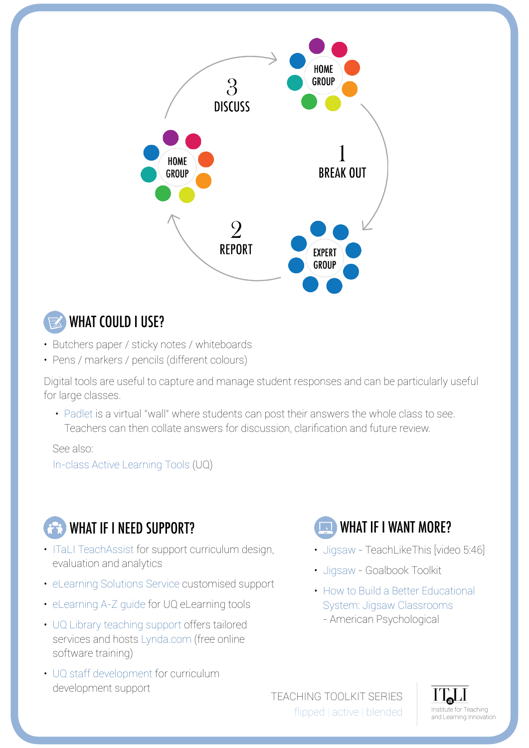3
DISCUSS

HOME
GROUP

1
BREAK OUT

HOME
GROUP

2
REPORT

EXPERT
GROUP

## WHAT COULD I USE?

- Butchers paper / sticky notes / whiteboards
- Pens / markers / pencils (different colours)

Digital tools are useful to capture and manage student responses and can be particularly useful for large classes.

- Padlet is a virtual "wall" where students can post their answers the whole class to see. Teachers can then collate answers for discussion, clarification and future review.

See also:
In-class Active Learning Tools (UQ)

## WHAT IF I NEED SUPPORT?

- ITaLI TeachAssist for support curriculum design, evaluation and analytics
- eLearning Solutions Service customised support
- eLearning A-Z guide for UQ eLearning tools
- UQ Library teaching support offers tailored services and hosts Lynda.com (free online software training)
- UQ staff development for curriculum development support

## WHAT IF I WANT MORE?

- Jigsaw - TeachLikeThis [video 5:46]
- Jigsaw - Goalbook Toolkit
- How to Build a Better Educational System: Jigsaw Classrooms - American Psychological

TEACHING TOOLKIT SERIES
flipped | active | blended

ITaLI
Institute for Teaching and Learning Innovation